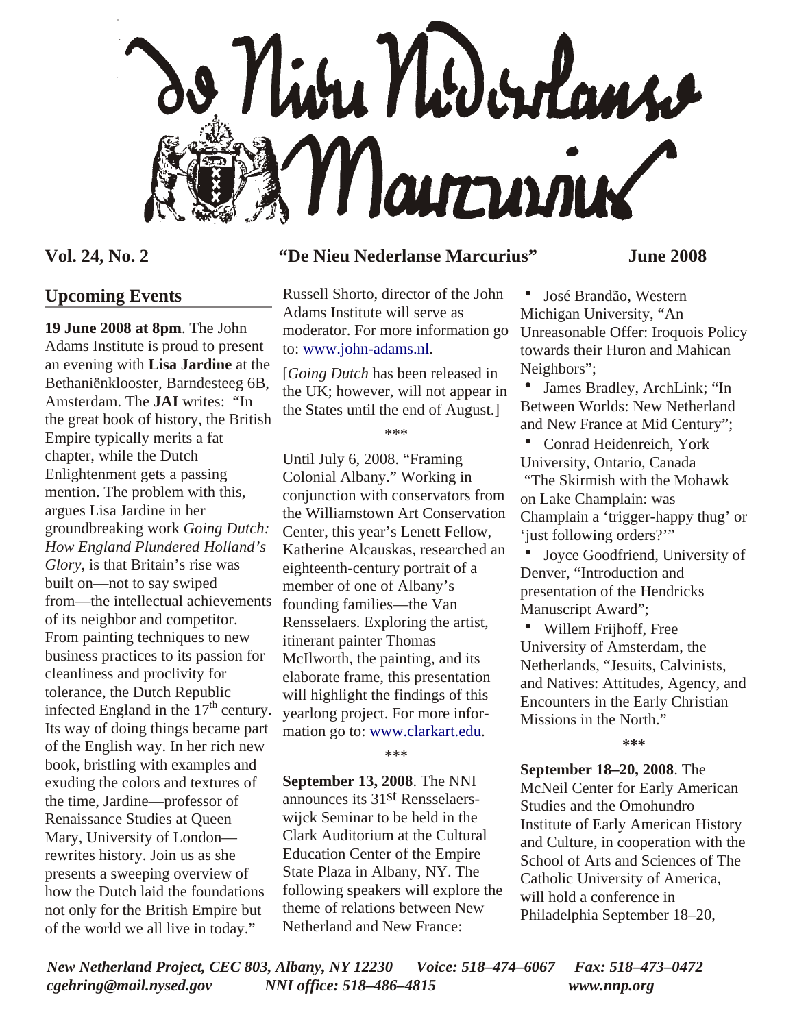# De Nieu Nederlanse Marcurius

**Vol. 24, No. 2** — **"De Nieu Nederlanse Marcurius"** — **June 2008**

## Upcoming Events

**19 June 2008 at 8pm**. The John Adams Institute is proud to present an evening with **Lisa Jardine** at the Bethaniënklooster, Barndesteeg 6B, Amsterdam. The **JAI** writes: "In the great book of history, the British Empire typically merits a fat chapter, while the Dutch Enlightenment gets a passing mention. The problem with this, argues Lisa Jardine in her groundbreaking work *Going Dutch: How England Plundered Holland's Glory*, is that Britain's rise was built on—not to say swiped from—the intellectual achievements of its neighbor and competitor. From painting techniques to new business practices to its passion for cleanliness and proclivity for tolerance, the Dutch Republic infected England in the 17th century. Its way of doing things became part of the English way. In her rich new book, bristling with examples and exuding the colors and textures of the time, Jardine—professor of Renaissance Studies at Queen Mary, University of London—rewrites history. Join us as she presents a sweeping overview of how the Dutch laid the foundations not only for the British Empire but of the world we all live in today." Russell Shorto, director of the John Adams Institute will serve as moderator. For more information go to: www.john-adams.nl.

[*Going Dutch* has been released in the UK; however, will not appear in the States until the end of August.]

\*\*\*

Until July 6, 2008. "Framing Colonial Albany." Working in conjunction with conservators from the Williamstown Art Conservation Center, this year's Lenett Fellow, Katherine Alcauskas, researched an eighteenth-century portrait of a member of one of Albany's founding families—the Van Rensselaers. Exploring the artist, itinerant painter Thomas McIlworth, the painting, and its elaborate frame, this presentation will highlight the findings of this yearlong project. For more information go to: www.clarkart.edu.

\*\*\*

**September 13, 2008**. The NNI announces its 31st Rensselaerswijck Seminar to be held in the Clark Auditorium at the Cultural Education Center of the Empire State Plaza in Albany, NY. The following speakers will explore the theme of relations between New Netherland and New France:

- José Brandão, Western Michigan University, "An Unreasonable Offer: Iroquois Policy towards their Huron and Mahican Neighbors";
- James Bradley, ArchLink; "In Between Worlds: New Netherland and New France at Mid Century";
- Conrad Heidenreich, York University, Ontario, Canada "The Skirmish with the Mohawk on Lake Champlain: was Champlain a 'trigger-happy thug' or 'just following orders?'"
- Joyce Goodfriend, University of Denver, "Introduction and presentation of the Hendricks Manuscript Award";
- Willem Frijhoff, Free University of Amsterdam, the Netherlands, "Jesuits, Calvinists, and Natives: Attitudes, Agency, and Encounters in the Early Christian Missions in the North."

**\*\*\***

**September 18–20, 2008**. The McNeil Center for Early American Studies and the Omohundro Institute of Early American History and Culture, in cooperation with the School of Arts and Sciences of The Catholic University of America, will hold a conference in Philadelphia September 18–20,

*New Netherland Project, CEC 803, Albany, NY 12230 Voice: 518–474–6067 Fax: 518–473–0472*
*cgehring@mail.nysed.gov NNI office: 518–486–4815 www.nnp.org*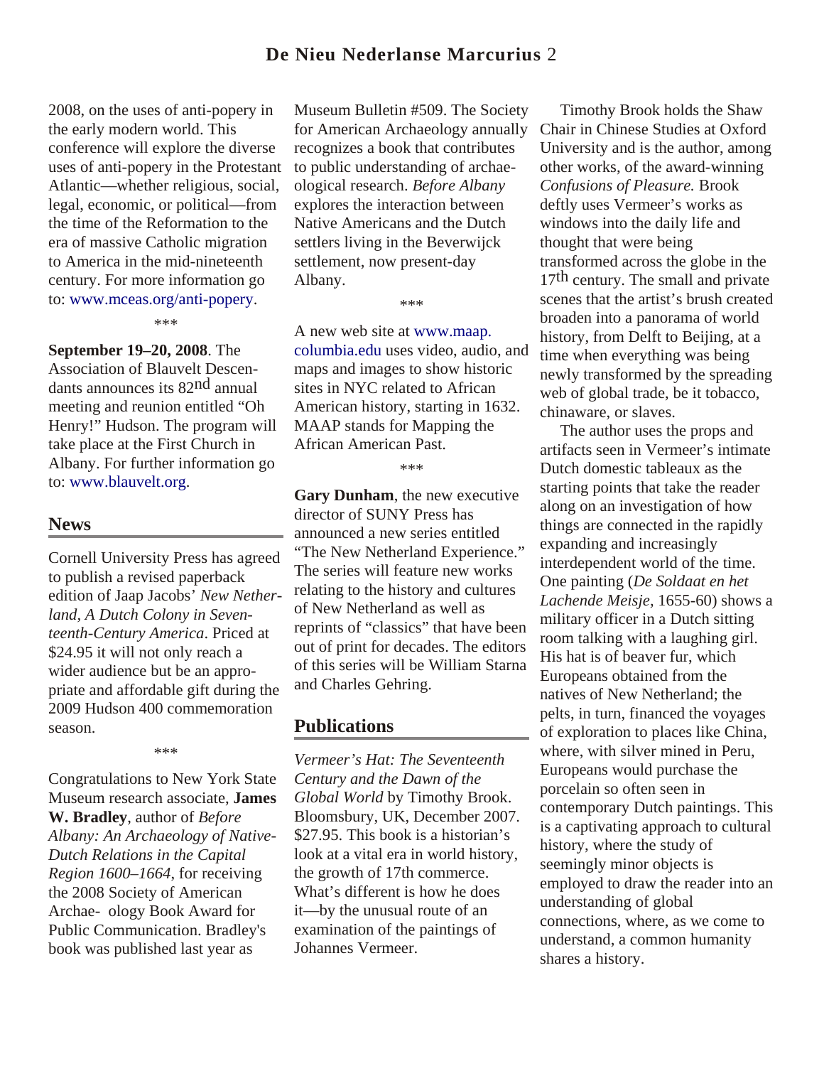2008, on the uses of anti-popery in the early modern world. This conference will explore the diverse uses of anti-popery in the Protestant Atlantic—whether religious, social, legal, economic, or political—from the time of the Reformation to the era of massive Catholic migration to America in the mid-nineteenth century. For more information go to: www.mceas.org/anti-popery.

***

**September 19–20, 2008**. The Association of Blauvelt Descendants announces its 82nd annual meeting and reunion entitled "Oh Henry!" Hudson. The program will take place at the First Church in Albany. For further information go to: www.blauvelt.org.

## News

Cornell University Press has agreed to publish a revised paperback edition of Jaap Jacobs' *New Netherland, A Dutch Colony in Seventeenth-Century America*. Priced at $24.95 it will not only reach a wider audience but be an appropriate and affordable gift during the 2009 Hudson 400 commemoration season.

***

Congratulations to New York State Museum research associate, **James W. Bradley**, author of *Before Albany: An Archaeology of Native-Dutch Relations in the Capital Region 1600–1664*, for receiving the 2008 Society of American Archaeology Book Award for Public Communication. Bradley's book was published last year as Museum Bulletin #509. The Society for American Archaeology annually recognizes a book that contributes to public understanding of archaeological research. *Before Albany* explores the interaction between Native Americans and the Dutch settlers living in the Beverwijck settlement, now present-day Albany.

***

A new web site at www.maap.columbia.edu uses video, audio, and maps and images to show historic sites in NYC related to African American history, starting in 1632. MAAP stands for Mapping the African American Past.

***

**Gary Dunham**, the new executive director of SUNY Press has announced a new series entitled "The New Netherland Experience." The series will feature new works relating to the history and cultures of New Netherland as well as reprints of "classics" that have been out of print for decades. The editors of this series will be William Starna and Charles Gehring.

## Publications

*Vermeer's Hat: The Seventeenth Century and the Dawn of the Global World* by Timothy Brook. Bloomsbury, UK, December 2007. $27.95. This book is a historian's look at a vital era in world history, the growth of 17th commerce. What's different is how he does it—by the unusual route of an examination of the paintings of Johannes Vermeer.

Timothy Brook holds the Shaw Chair in Chinese Studies at Oxford University and is the author, among other works, of the award-winning *Confusions of Pleasure.* Brook deftly uses Vermeer's works as windows into the daily life and thought that were being transformed across the globe in the 17th century. The small and private scenes that the artist's brush created broaden into a panorama of world history, from Delft to Beijing, at a time when everything was being newly transformed by the spreading web of global trade, be it tobacco, chinaware, or slaves.

The author uses the props and artifacts seen in Vermeer's intimate Dutch domestic tableaux as the starting points that take the reader along on an investigation of how things are connected in the rapidly expanding and increasingly interdependent world of the time. One painting (*De Soldaat en het Lachende Meisje*, 1655-60) shows a military officer in a Dutch sitting room talking with a laughing girl. His hat is of beaver fur, which Europeans obtained from the natives of New Netherland; the pelts, in turn, financed the voyages of exploration to places like China, where, with silver mined in Peru, Europeans would purchase the porcelain so often seen in contemporary Dutch paintings. This is a captivating approach to cultural history, where the study of seemingly minor objects is employed to draw the reader into an understanding of global connections, where, as we come to understand, a common humanity shares a history.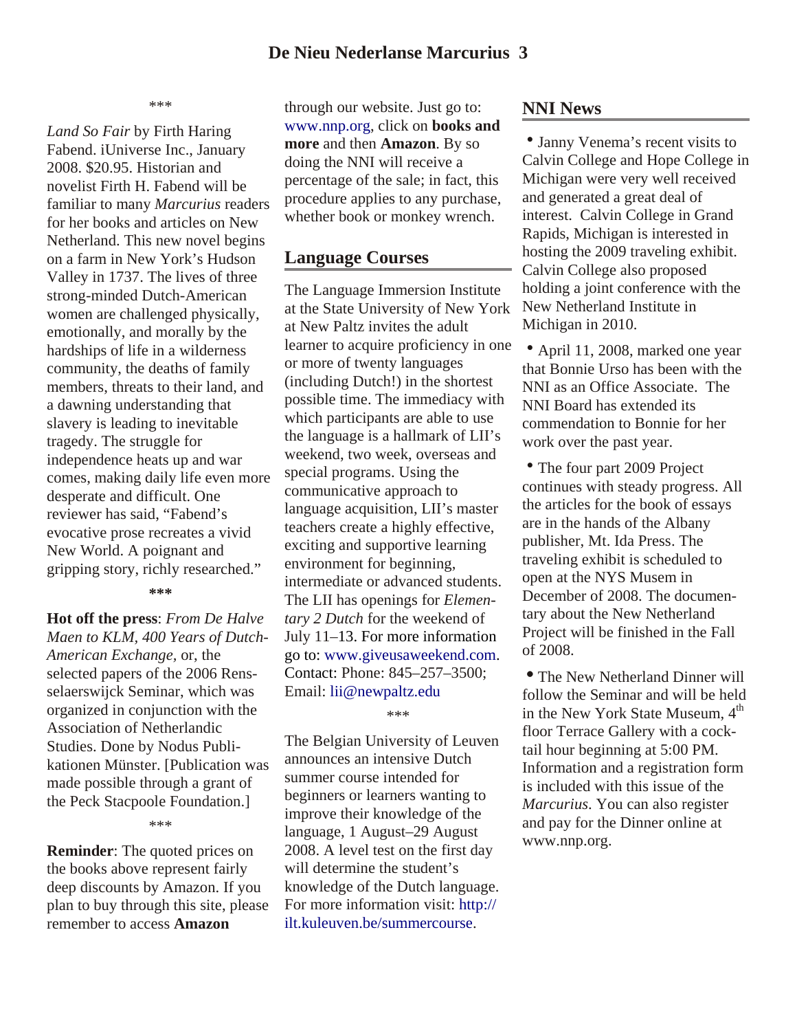\*\*\*

*Land So Fair* by Firth Haring Fabend. iUniverse Inc., January 2008. $20.95. Historian and novelist Firth H. Fabend will be familiar to many *Marcurius* readers for her books and articles on New Netherland. This new novel begins on a farm in New York's Hudson Valley in 1737. The lives of three strong-minded Dutch-American women are challenged physically, emotionally, and morally by the hardships of life in a wilderness community, the deaths of family members, threats to their land, and a dawning understanding that slavery is leading to inevitable tragedy. The struggle for independence heats up and war comes, making daily life even more desperate and difficult. One reviewer has said, "Fabend's evocative prose recreates a vivid New World. A poignant and gripping story, richly researched."

**\*\*\***

**Hot off the press**: *From De Halve Maen to KLM, 400 Years of Dutch-American Exchange*, or, the selected papers of the 2006 Rensselaerswijck Seminar, which was organized in conjunction with the Association of Netherlandic Studies. Done by Nodus Publikationen Münster. [Publication was made possible through a grant of the Peck Stacpoole Foundation.]

\*\*\*

**Reminder**: The quoted prices on the books above represent fairly deep discounts by Amazon. If you plan to buy through this site, please remember to access **Amazon** through our website. Just go to: www.nnp.org, click on **books and more** and then **Amazon**. By so doing the NNI will receive a percentage of the sale; in fact, this procedure applies to any purchase, whether book or monkey wrench.

## Language Courses

The Language Immersion Institute at the State University of New York at New Paltz invites the adult learner to acquire proficiency in one or more of twenty languages (including Dutch!) in the shortest possible time. The immediacy with which participants are able to use the language is a hallmark of LII's weekend, two week, overseas and special programs. Using the communicative approach to language acquisition, LII's master teachers create a highly effective, exciting and supportive learning environment for beginning, intermediate or advanced students. The LII has openings for *Elementary 2 Dutch* for the weekend of July 11–13. For more information go to: www.giveusaweekend.com. Contact: Phone: 845–257–3500; Email: lii@newpaltz.edu

\*\*\*

The Belgian University of Leuven announces an intensive Dutch summer course intended for beginners or learners wanting to improve their knowledge of the language, 1 August–29 August 2008. A level test on the first day will determine the student's knowledge of the Dutch language. For more information visit: http://ilt.kuleuven.be/summercourse.

## NNI News

- Janny Venema's recent visits to Calvin College and Hope College in Michigan were very well received and generated a great deal of interest. Calvin College in Grand Rapids, Michigan is interested in hosting the 2009 traveling exhibit. Calvin College also proposed holding a joint conference with the New Netherland Institute in Michigan in 2010.

- April 11, 2008, marked one year that Bonnie Urso has been with the NNI as an Office Associate. The NNI Board has extended its commendation to Bonnie for her work over the past year.

- The four part 2009 Project continues with steady progress. All the articles for the book of essays are in the hands of the Albany publisher, Mt. Ida Press. The traveling exhibit is scheduled to open at the NYS Musem in December of 2008. The documentary about the New Netherland Project will be finished in the Fall of 2008.

- The New Netherland Dinner will follow the Seminar and will be held in the New York State Museum, 4th floor Terrace Gallery with a cocktail hour beginning at 5:00 PM. Information and a registration form is included with this issue of the *Marcurius*. You can also register and pay for the Dinner online at www.nnp.org.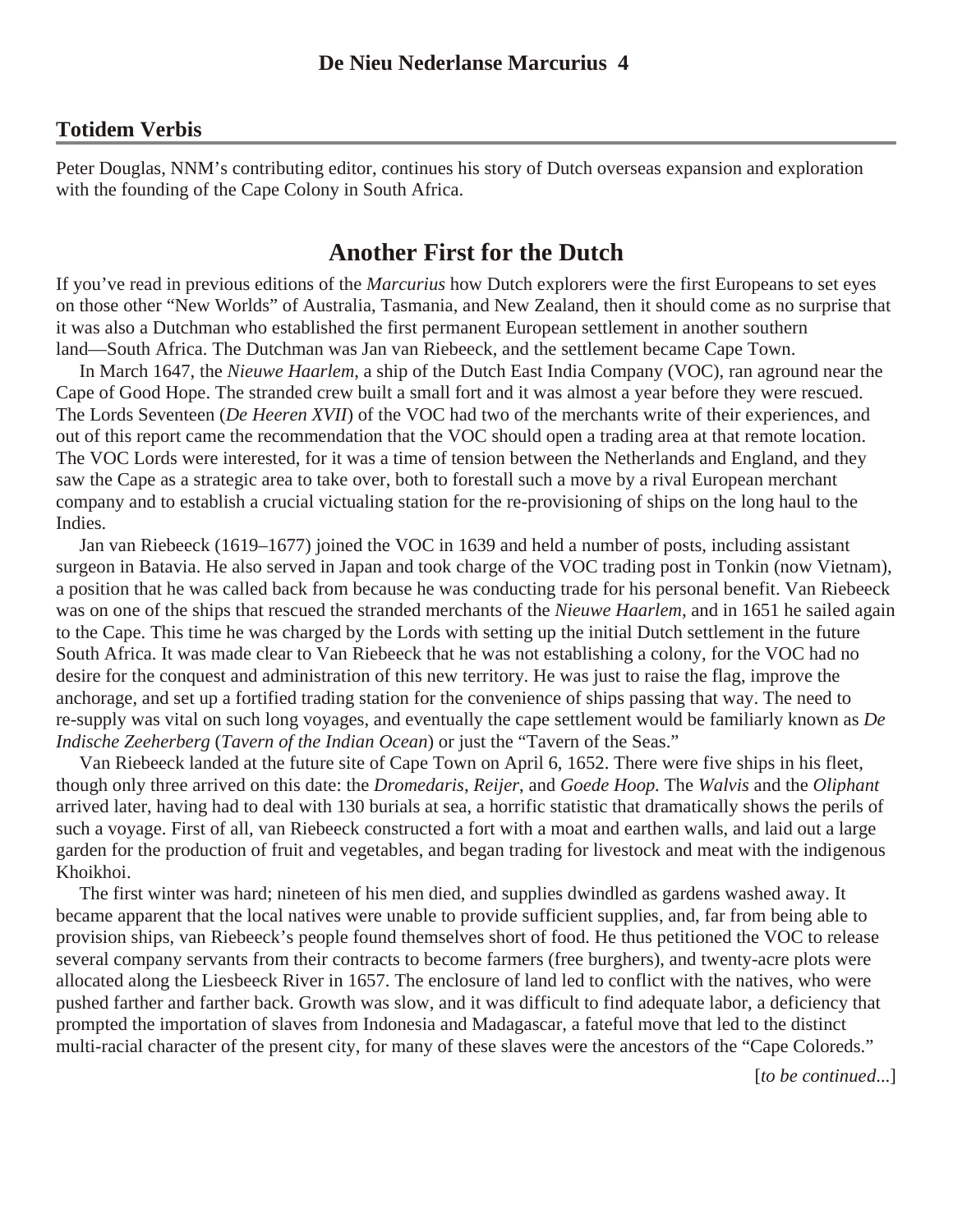## Totidem Verbis

Peter Douglas, NNM's contributing editor, continues his story of Dutch overseas expansion and exploration with the founding of the Cape Colony in South Africa.

# Another First for the Dutch

If you've read in previous editions of the *Marcurius* how Dutch explorers were the first Europeans to set eyes on those other "New Worlds" of Australia, Tasmania, and New Zealand, then it should come as no surprise that it was also a Dutchman who established the first permanent European settlement in another southern land—South Africa. The Dutchman was Jan van Riebeeck, and the settlement became Cape Town.

In March 1647, the *Nieuwe Haarlem*, a ship of the Dutch East India Company (VOC), ran aground near the Cape of Good Hope. The stranded crew built a small fort and it was almost a year before they were rescued. The Lords Seventeen (*De Heeren XVII*) of the VOC had two of the merchants write of their experiences, and out of this report came the recommendation that the VOC should open a trading area at that remote location. The VOC Lords were interested, for it was a time of tension between the Netherlands and England, and they saw the Cape as a strategic area to take over, both to forestall such a move by a rival European merchant company and to establish a crucial victualing station for the re-provisioning of ships on the long haul to the Indies.

Jan van Riebeeck (1619–1677) joined the VOC in 1639 and held a number of posts, including assistant surgeon in Batavia. He also served in Japan and took charge of the VOC trading post in Tonkin (now Vietnam), a position that he was called back from because he was conducting trade for his personal benefit. Van Riebeeck was on one of the ships that rescued the stranded merchants of the *Nieuwe Haarlem,* and in 1651 he sailed again to the Cape. This time he was charged by the Lords with setting up the initial Dutch settlement in the future South Africa. It was made clear to Van Riebeeck that he was not establishing a colony, for the VOC had no desire for the conquest and administration of this new territory. He was just to raise the flag, improve the anchorage, and set up a fortified trading station for the convenience of ships passing that way. The need to re-supply was vital on such long voyages, and eventually the cape settlement would be familiarly known as *De Indische Zeeherberg* (*Tavern of the Indian Ocean*) or just the "Tavern of the Seas."

Van Riebeeck landed at the future site of Cape Town on April 6, 1652. There were five ships in his fleet, though only three arrived on this date: the *Dromedaris*, *Reijer*, and *Goede Hoop.* The *Walvis* and the *Oliphant* arrived later, having had to deal with 130 burials at sea, a horrific statistic that dramatically shows the perils of such a voyage. First of all, van Riebeeck constructed a fort with a moat and earthen walls, and laid out a large garden for the production of fruit and vegetables, and began trading for livestock and meat with the indigenous Khoikhoi.

The first winter was hard; nineteen of his men died, and supplies dwindled as gardens washed away. It became apparent that the local natives were unable to provide sufficient supplies, and, far from being able to provision ships, van Riebeeck's people found themselves short of food. He thus petitioned the VOC to release several company servants from their contracts to become farmers (free burghers), and twenty-acre plots were allocated along the Liesbeeck River in 1657. The enclosure of land led to conflict with the natives, who were pushed farther and farther back. Growth was slow, and it was difficult to find adequate labor, a deficiency that prompted the importation of slaves from Indonesia and Madagascar, a fateful move that led to the distinct multi-racial character of the present city, for many of these slaves were the ancestors of the "Cape Coloreds."

[*to be continued...*]